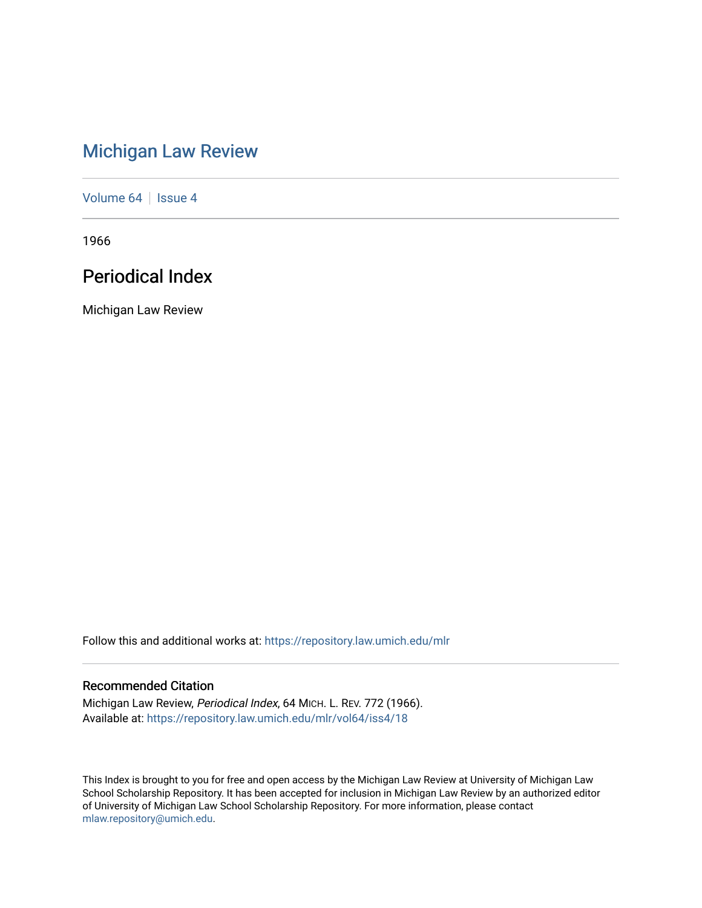# Michigan Law Review

Volume 64 | Issue 4

1966

## Periodical Index

Michigan Law Review

Follow this and additional works at: https://repository.law.umich.edu/mlr

### Recommended Citation

Michigan Law Review, *Periodical Index*, 64 MICH. L. REV. 772 (1966).
Available at: https://repository.law.umich.edu/mlr/vol64/iss4/18

This Index is brought to you for free and open access by the Michigan Law Review at University of Michigan Law School Scholarship Repository. It has been accepted for inclusion in Michigan Law Review by an authorized editor of University of Michigan Law School Scholarship Repository. For more information, please contact mlaw.repository@umich.edu.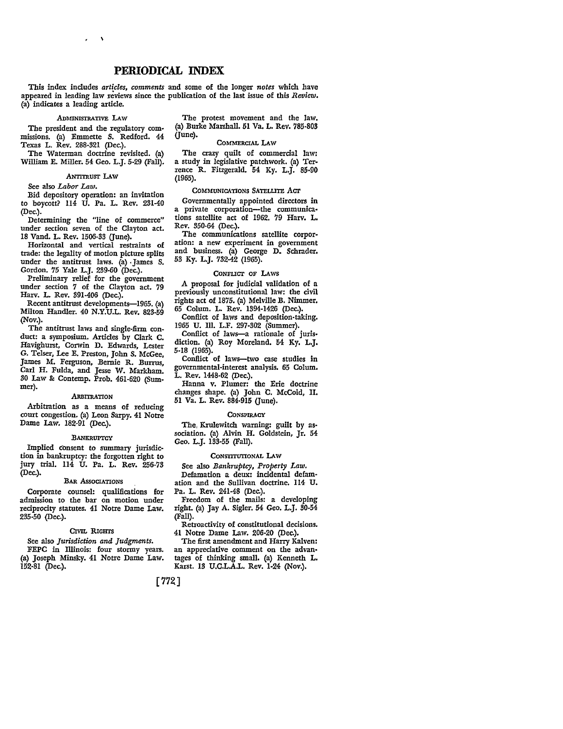# PERIODICAL INDEX

This index includes *articles, comments* and some of the longer *notes* which have appeared in leading law reviews since the publication of the last issue of this *Review*. (a) indicates a leading article.

### ADMINISTRATIVE LAW

The president and the regulatory commissions. (a) Emmette S. Redford. 44 Texas L. Rev. 288-321 (Dec.).

The Waterman doctrine revisited. (a) William E. Miller. 54 Geo. L.J. 5-29 (Fall).

### ANTITRUST LAW

See also *Labor Law*.

Bid depository operation: an invitation to boycott? 114 U. Pa. L. Rev. 231-40 (Dec.).

Determining the "line of commerce" under section seven of the Clayton act. 18 Vand. L. Rev. 1506-33 (June).

Horizontal and vertical restraints of trade: the legality of motion picture splits under the antitrust laws. (a) James S. Gordon. 75 Yale L.J. 239-60 (Dec.).

Preliminary relief for the government under section 7 of the Clayton act. 79 Harv. L. Rev. 391-406 (Dec.).

Recent antitrust developments—1965. (a) Milton Handler. 40 N.Y.U.L. Rev. 823-59 (Nov.).

The antitrust laws and single-firm conduct: a symposium. Articles by Clark C. Havighurst, Corwin D. Edwards, Lester G. Telser, Lee E. Preston, John S. McGee, James M. Ferguson, Bernie R. Burrus, Carl H. Fulda, and Jesse W. Markham. 30 Law & Contemp. Prob. 461-620 (Summer).

### ARBITRATION

Arbitration as a means of reducing court congestion. (a) Leon Sarpy. 41 Notre Dame Law. 182-91 (Dec.).

### BANKRUPTCY

Implied consent to summary jurisdiction in bankruptcy: the forgotten right to jury trial. 114 U. Pa. L. Rev. 256-73 (Dec.).

### BAR ASSOCIATIONS

Corporate counsel: qualifications for admission to the bar on motion under reciprocity statutes. 41 Notre Dame Law. 235-50 (Dec.).

### CIVIL RIGHTS

See also *Jurisdiction and Judgments*.

FEPC in Illinois: four stormy years. (a) Joseph Minsky. 41 Notre Dame Law. 152-81 (Dec.).

The protest movement and the law. (a) Burke Marshall. 51 Va. L. Rev. 785-803 (June).

### COMMERCIAL LAW

The crazy quilt of commercial law: a study in legislative patchwork. (a) Terrence R. Fitzgerald. 54 Ky. L.J. 85-90 (1965).

### COMMUNICATIONS SATELLITE ACT

Governmentally appointed directors in a private corporation—the communications satellite act of 1962. 79 Harv. L. Rev. 350-64 (Dec.).

The communications satellite corporation: a new experiment in government and business. (a) George D. Schrader. 53 Ky. L.J. 732-42 (1965).

### CONFLICT OF LAWS

A proposal for judicial validation of a previously unconstitutional law: the civil rights act of 1875. (a) Melville B. Nimmer. 65 Colum. L. Rev. 1394-1426 (Dec.).

Conflict of laws and deposition-taking. 1965 U. Ill. L.F. 297-302 (Summer).

Conflict of laws—a rationale of jurisdiction. (a) Roy Moreland. 54 Ky. L.J. 5-18 (1965).

Conflict of laws—two case studies in governmental-interest analysis. 65 Colum. L. Rev. 1448-62 (Dec.).

Hanna v. Plumer: the Erie doctrine changes shape. (a) John C. McCoid, II. 51 Va. L. Rev. 884-915 (June).

### CONSPIRACY

The Krulewitch warning: guilt by association. (a) Alvin H. Goldstein, Jr. 54 Geo. L.J. 133-55 (Fall).

### CONSTITUTIONAL LAW

See also *Bankruptcy, Property Law*.

Defamation a deux: incidental defamation and the Sullivan doctrine. 114 U. Pa. L. Rev. 241-48 (Dec.).

Freedom of the mails: a developing right. (a) Jay A. Sigler. 54 Geo. L.J. 30-54 (Fall).

Retroactivity of constitutional decisions. 41 Notre Dame Law. 206-20 (Dec.).

The first amendment and Harry Kalven: an appreciative comment on the advantages of thinking small. (a) Kenneth L. Karst. 13 U.C.L.A.L. Rev. 1-24 (Nov.).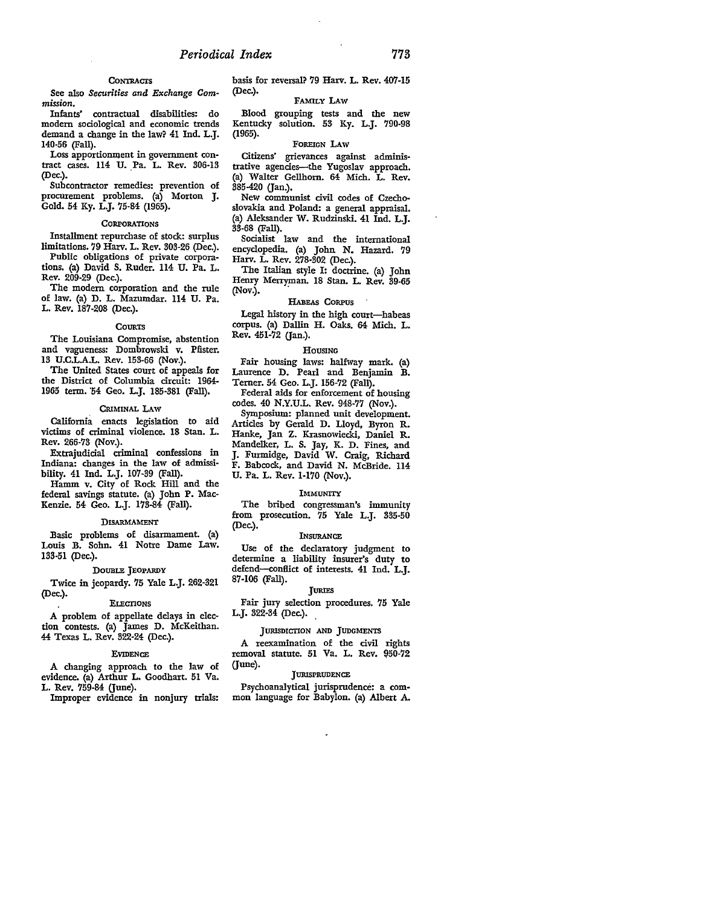### CONTRACTS

See also *Securities and Exchange Commission.*

Infants' contractual disabilities: do modern sociological and economic trends demand a change in the law? 41 Ind. L.J. 140-56 (Fall).

Loss apportionment in government contract cases. 114 U. Pa. L. Rev. 306-13 (Dec.).

Subcontractor remedies: prevention of procurement problems. (a) Morton J. Gold. 54 Ky. L.J. 75-84 (1965).

### CORPORATIONS

Installment repurchase of stock: surplus limitations. 79 Harv. L. Rev. 303-26 (Dec.).

Public obligations of private corporations. (a) David S. Ruder. 114 U. Pa. L. Rev. 209-29 (Dec.).

The modern corporation and the rule of law. (a) D. L. Mazumdar. 114 U. Pa. L. Rev. 187-208 (Dec.).

### COURTS

The Louisiana Compromise, abstention and vagueness: Dombrowski v. Pfister. 13 U.C.L.A.L. Rev. 153-66 (Nov.).

The United States court of appeals for the District of Columbia circuit: 1964-1965 term. 54 Geo. L.J. 185-381 (Fall).

### CRIMINAL LAW

California enacts legislation to aid victims of criminal violence. 18 Stan. L. Rev. 266-73 (Nov.).

Extrajudicial criminal confessions in Indiana: changes in the law of admissibility. 41 Ind. L.J. 107-39 (Fall).

Hamm v. City of Rock Hill and the federal savings statute. (a) John P. MacKenzie. 54 Geo. L.J. 173-84 (Fall).

### DISARMAMENT

Basic problems of disarmament. (a) Louis B. Sohn. 41 Notre Dame Law. 133-51 (Dec.).

### DOUBLE JEOPARDY

Twice in jeopardy. 75 Yale L.J. 262-321 (Dec.).

### ELECTIONS

A problem of appellate delays in election contests. (a) James D. McKeithan. 44 Texas L. Rev. 322-24 (Dec.).

### EVIDENCE

A changing approach to the law of evidence. (a) Arthur L. Goodhart. 51 Va. L. Rev. 759-84 (June).

Improper evidence in nonjury trials: basis for reversal? 79 Harv. L. Rev. 407-15 (Dec.).

### FAMILY LAW

Blood grouping tests and the new Kentucky solution. 53 Ky. L.J. 790-98 (1965).

### FOREIGN LAW

Citizens' grievances against administrative agencies—the Yugoslav approach. (a) Walter Gellhorn. 64 Mich. L. Rev. 385-420 (Jan.).

New communist civil codes of Czechoslovakia and Poland: a general appraisal. (a) Aleksander W. Rudzinski. 41 Ind. L.J. 33-68 (Fall).

Socialist law and the international encyclopedia. (a) John N. Hazard. 79 Harv. L. Rev. 278-302 (Dec.).

The Italian style I: doctrine. (a) John Henry Merryman. 18 Stan. L. Rev. 39-65 (Nov.).

### HABEAS CORPUS

Legal history in the high court—habeas corpus. (a) Dallin H. Oaks. 64 Mich. L. Rev. 451-72 (Jan.).

### HOUSING

Fair housing laws: halfway mark. (a) Laurence D. Pearl and Benjamin B. Terner. 54 Geo. L.J. 156-72 (Fall).

Federal aids for enforcement of housing codes. 40 N.Y.U.L. Rev. 948-77 (Nov.).

Symposium: planned unit development. Articles by Gerald D. Lloyd, Byron R. Hanke, Jan Z. Krasnowiecki, Daniel R. Mandelker, L. S. Jay, K. D. Fines, and J. Furmidge, David W. Craig, Richard F. Babcock, and David N. McBride. 114 U. Pa. L. Rev. 1-170 (Nov.).

### IMMUNITY

The bribed congressman's immunity from prosecution. 75 Yale L.J. 335-50 (Dec.).

### INSURANCE

Use of the declaratory judgment to determine a liability insurer's duty to defend—conflict of interests. 41 Ind. L.J. 87-106 (Fall).

### JURIES

Fair jury selection procedures. 75 Yale L.J. 322-34 (Dec.).

### JURISDICTION AND JUDGMENTS

A reexamination of the civil rights removal statute. 51 Va. L. Rev. 950-72 (June).

### JURISPRUDENCE

Psychoanalytical jurisprudence: a common language for Babylon. (a) Albert A.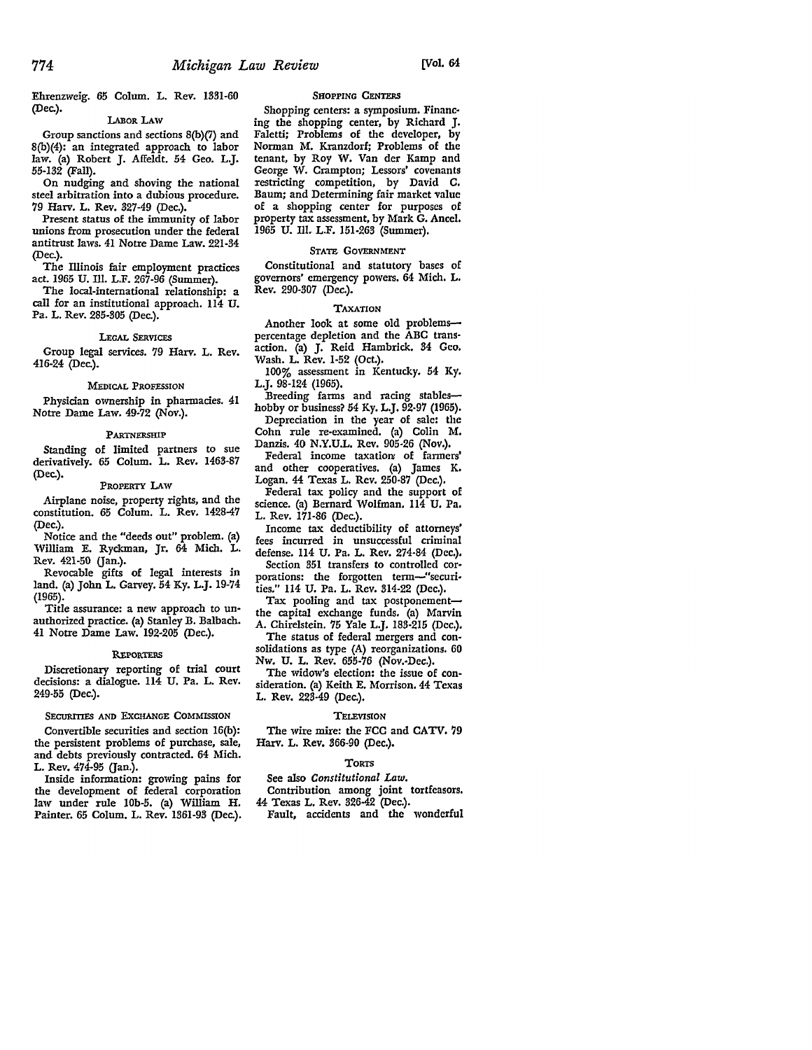Ehrenzweig. 65 Colum. L. Rev. 1331-60 (Dec.).

### LABOR LAW

Group sanctions and sections 8(b)(7) and 8(b)(4): an integrated approach to labor law. (a) Robert J. Affeldt. 54 Geo. L.J. 55-132 (Fall).

On nudging and shoving the national steel arbitration into a dubious procedure. 79 Harv. L. Rev. 327-49 (Dec.).

Present status of the immunity of labor unions from prosecution under the federal antitrust laws. 41 Notre Dame Law. 221-34 (Dec.).

The Illinois fair employment practices act. 1965 U. Ill. L.F. 267-96 (Summer).

The local-international relationship: a call for an institutional approach. 114 U. Pa. L. Rev. 285-305 (Dec.).

### LEGAL SERVICES

Group legal services. 79 Harv. L. Rev. 416-24 (Dec.).

### MEDICAL PROFESSION

Physician ownership in pharmacies. 41 Notre Dame Law. 49-72 (Nov.).

### PARTNERSHIP

Standing of limited partners to sue derivatively. 65 Colum. L. Rev. 1463-87 (Dec.).

### PROPERTY LAW

Airplane noise, property rights, and the constitution. 65 Colum. L. Rev. 1428-47 (Dec.).

Notice and the "deeds out" problem. (a) William E. Ryckman, Jr. 64 Mich. L. Rev. 421-50 (Jan.).

Revocable gifts of legal interests in land. (a) John L. Garvey. 54 Ky. L.J. 19-74 (1965).

Title assurance: a new approach to unauthorized practice. (a) Stanley B. Balbach. 41 Notre Dame Law. 192-205 (Dec.).

### REPORTERS

Discretionary reporting of trial court decisions: a dialogue. 114 U. Pa. L. Rev. 249-55 (Dec.).

### SECURITIES AND EXCHANGE COMMISSION

Convertible securities and section 16(b): the persistent problems of purchase, sale, and debts previously contracted. 64 Mich. L. Rev. 474-95 (Jan.).

Inside information: growing pains for the development of federal corporation law under rule 10b-5. (a) William H. Painter. 65 Colum. L. Rev. 1361-93 (Dec.).

### SHOPPING CENTERS

Shopping centers: a symposium. Financing the shopping center, by Richard J. Faletti; Problems of the developer, by Norman M. Kranzdorf; Problems of the tenant, by Roy W. Van der Kamp and George W. Crampton; Lessors' covenants restricting competition, by David C. Baum; and Determining fair market value of a shopping center for purposes of property tax assessment, by Mark G. Ancel. 1965 U. Ill. L.F. 151-263 (Summer).

### STATE GOVERNMENT

Constitutional and statutory bases of governors' emergency powers. 64 Mich. L. Rev. 290-307 (Dec.).

### TAXATION

Another look at some old problems—percentage depletion and the ABC transaction. (a) J. Reid Hambrick. 34 Geo. Wash. L. Rev. 1-52 (Oct.).

100% assessment in Kentucky. 54 Ky. L.J. 98-124 (1965).

Breeding farms and racing stables—hobby or business? 54 Ky. L.J. 92-97 (1965).

Depreciation in the year of sale: the Cohn rule re-examined. (a) Colin M. Danzis. 40 N.Y.U.L. Rev. 905-26 (Nov.).

Federal income taxation of farmers' and other cooperatives. (a) James K. Logan. 44 Texas L. Rev. 250-87 (Dec.).

Federal tax policy and the support of science. (a) Bernard Wolfman. 114 U. Pa. L. Rev. 171-86 (Dec.).

Income tax deductibility of attorneys' fees incurred in unsuccessful criminal defense. 114 U. Pa. L. Rev. 274-84 (Dec.).

Section 351 transfers to controlled corporations: the forgotten term—"securities." 114 U. Pa. L. Rev. 314-22 (Dec.).

Tax pooling and tax postponement—the capital exchange funds. (a) Marvin A. Chirelstein. 75 Yale L.J. 183-215 (Dec.).

The status of federal mergers and consolidations as type (A) reorganizations. 60 Nw. U. L. Rev. 655-76 (Nov.-Dec.).

The widow's election: the issue of consideration. (a) Keith E. Morrison. 44 Texas L. Rev. 223-49 (Dec.).

### TELEVISION

The wire mire: the FCC and CATV. 79 Harv. L. Rev. 366-90 (Dec.).

### TORTS

See also *Constitutional Law.*

Contribution among joint tortfeasors. 44 Texas L. Rev. 326-42 (Dec.).

Fault, accidents and the wonderful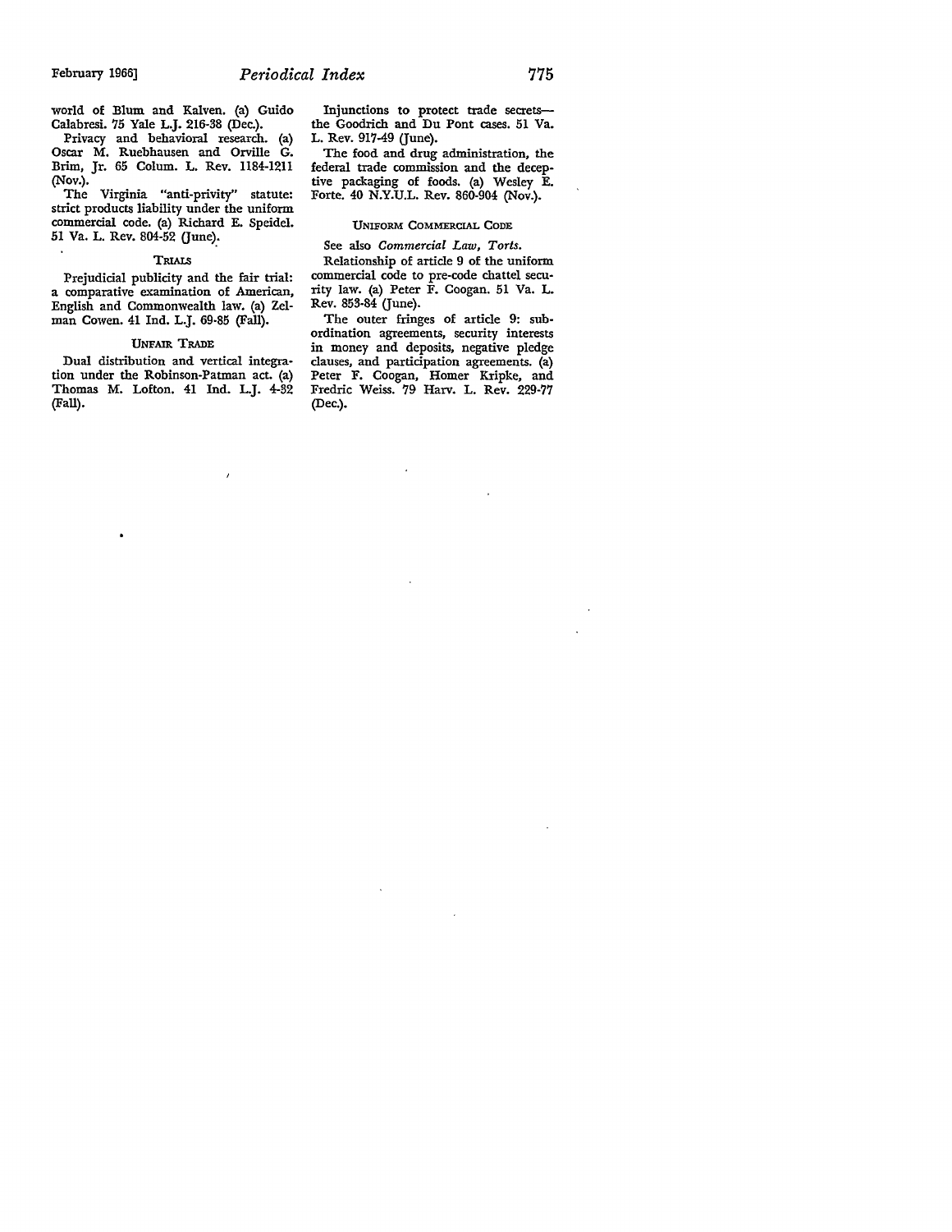world of Blum and Kalven. (a) Guido Calabresi. 75 Yale L.J. 216-38 (Dec.).

Privacy and behavioral research. (a) Oscar M. Ruebhausen and Orville G. Brim, Jr. 65 Colum. L. Rev. 1184-1211 (Nov.).

The Virginia "anti-privity" statute: strict products liability under the uniform commercial code. (a) Richard E. Speidel. 51 Va. L. Rev. 804-52 (June).

### TRIALS

Prejudicial publicity and the fair trial: a comparative examination of American, English and Commonwealth law. (a) Zelman Cowen. 41 Ind. L.J. 69-85 (Fall).

### UNFAIR TRADE

Dual distribution and vertical integration under the Robinson-Patman act. (a) Thomas M. Lofton. 41 Ind. L.J. 4-32 (Fall).

Injunctions to protect trade secrets—the Goodrich and Du Pont cases. 51 Va. L. Rev. 917-49 (June).

The food and drug administration, the federal trade commission and the deceptive packaging of foods. (a) Wesley E. Forte. 40 N.Y.U.L. Rev. 860-904 (Nov.).

### UNIFORM COMMERCIAL CODE

See also *Commercial Law, Torts.*

Relationship of article 9 of the uniform commercial code to pre-code chattel security law. (a) Peter F. Coogan. 51 Va. L. Rev. 853-84 (June).

The outer fringes of article 9: subordination agreements, security interests in money and deposits, negative pledge clauses, and participation agreements. (a) Peter F. Coogan, Homer Kripke, and Fredric Weiss. 79 Harv. L. Rev. 229-77 (Dec.).